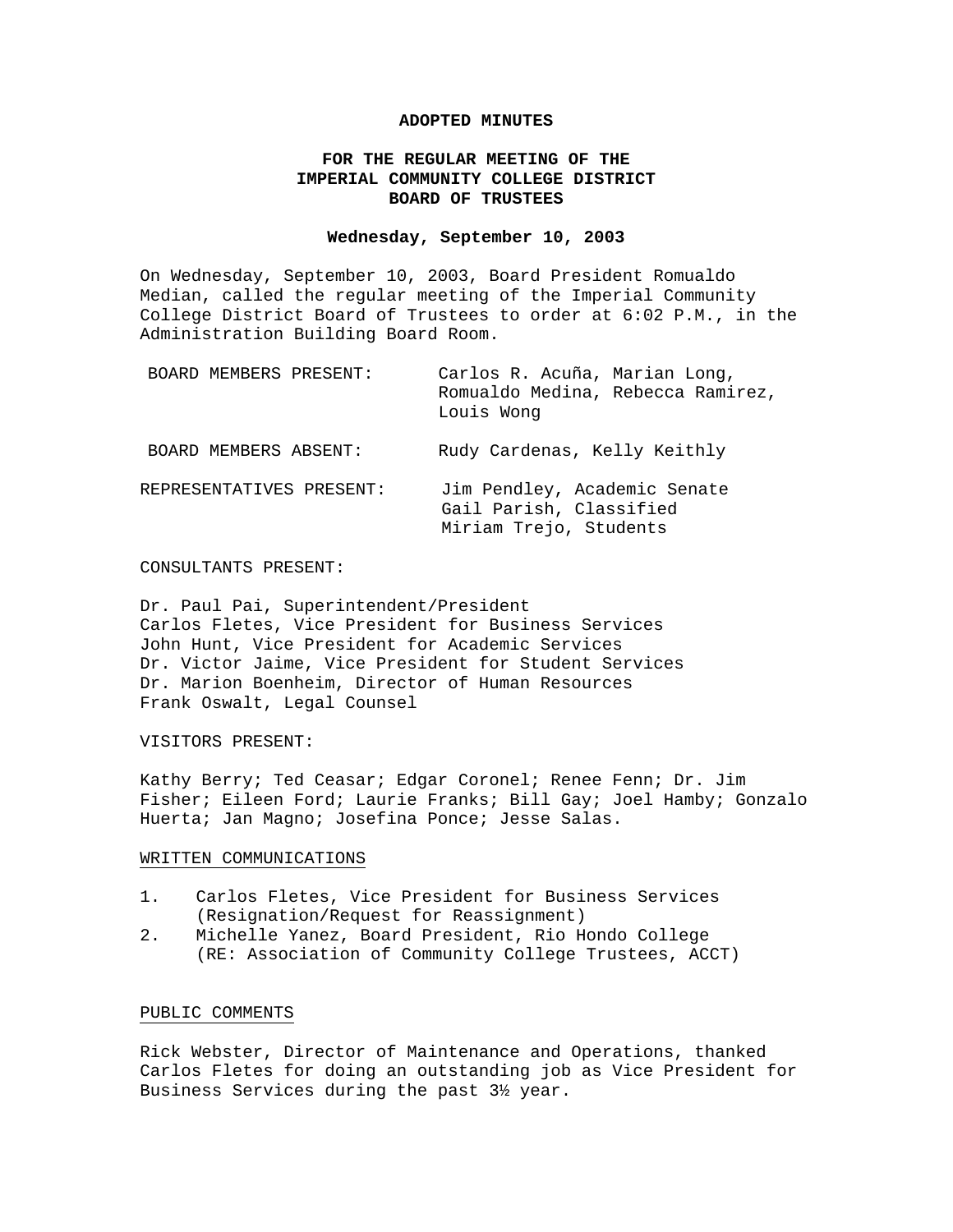# ADOPTED MINUTES

## FOR THE REGULAR MEETING OF THE IMPERIAL COMMUNITY COLLEGE DISTRICT BOARD OF TRUSTEES

**Wednesday, September 10, 2003**

On Wednesday, September 10, 2003, Board President Romualdo Median, called the regular meeting of the Imperial Community College District Board of Trustees to order at 6:02 P.M., in the Administration Building Board Room.

| | |
|---|---|
| BOARD MEMBERS PRESENT: | Carlos R. Acuña, Marian Long, Romualdo Medina, Rebecca Ramirez, Louis Wong |
| BOARD MEMBERS ABSENT: | Rudy Cardenas, Kelly Keithly |
| REPRESENTATIVES PRESENT: | Jim Pendley, Academic Senate<br>Gail Parish, Classified<br>Miriam Trejo, Students |

CONSULTANTS PRESENT:

Dr. Paul Pai, Superintendent/President
Carlos Fletes, Vice President for Business Services
John Hunt, Vice President for Academic Services
Dr. Victor Jaime, Vice President for Student Services
Dr. Marion Boenheim, Director of Human Resources
Frank Oswalt, Legal Counsel

VISITORS PRESENT:

Kathy Berry; Ted Ceasar; Edgar Coronel; Renee Fenn; Dr. Jim Fisher; Eileen Ford; Laurie Franks; Bill Gay; Joel Hamby; Gonzalo Huerta; Jan Magno; Josefina Ponce; Jesse Salas.

## WRITTEN COMMUNICATIONS

1. Carlos Fletes, Vice President for Business Services (Resignation/Request for Reassignment)
2. Michelle Yanez, Board President, Rio Hondo College (RE: Association of Community College Trustees, ACCT)

## PUBLIC COMMENTS

Rick Webster, Director of Maintenance and Operations, thanked Carlos Fletes for doing an outstanding job as Vice President for Business Services during the past 3½ year.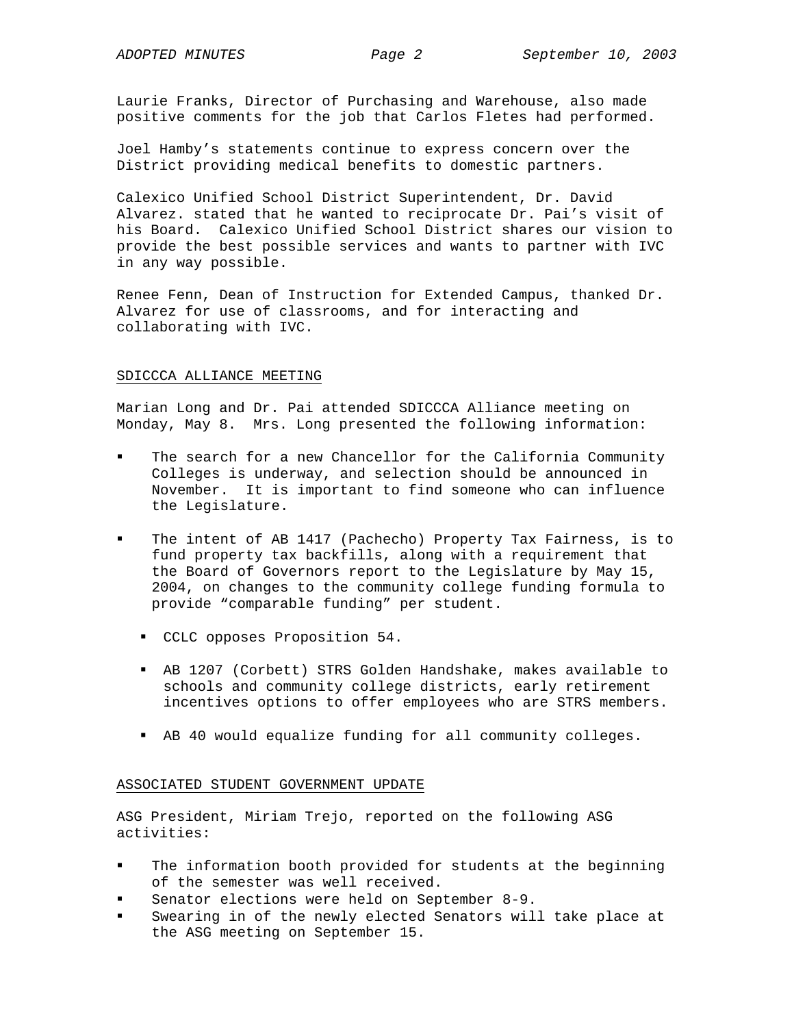Laurie Franks, Director of Purchasing and Warehouse, also made positive comments for the job that Carlos Fletes had performed.

Joel Hamby's statements continue to express concern over the District providing medical benefits to domestic partners.

Calexico Unified School District Superintendent, Dr. David Alvarez. stated that he wanted to reciprocate Dr. Pai's visit of his Board. Calexico Unified School District shares our vision to provide the best possible services and wants to partner with IVC in any way possible.

Renee Fenn, Dean of Instruction for Extended Campus, thanked Dr. Alvarez for use of classrooms, and for interacting and collaborating with IVC.

## SDICCCA ALLIANCE MEETING

Marian Long and Dr. Pai attended SDICCCA Alliance meeting on Monday, May 8. Mrs. Long presented the following information:

- The search for a new Chancellor for the California Community Colleges is underway, and selection should be announced in November. It is important to find someone who can influence the Legislature.

- The intent of AB 1417 (Pachecho) Property Tax Fairness, is to fund property tax backfills, along with a requirement that the Board of Governors report to the Legislature by May 15, 2004, on changes to the community college funding formula to provide "comparable funding" per student.

  - CCLC opposes Proposition 54.

  - AB 1207 (Corbett) STRS Golden Handshake, makes available to schools and community college districts, early retirement incentives options to offer employees who are STRS members.

  - AB 40 would equalize funding for all community colleges.

## ASSOCIATED STUDENT GOVERNMENT UPDATE

ASG President, Miriam Trejo, reported on the following ASG activities:

- The information booth provided for students at the beginning of the semester was well received.
- Senator elections were held on September 8-9.
- Swearing in of the newly elected Senators will take place at the ASG meeting on September 15.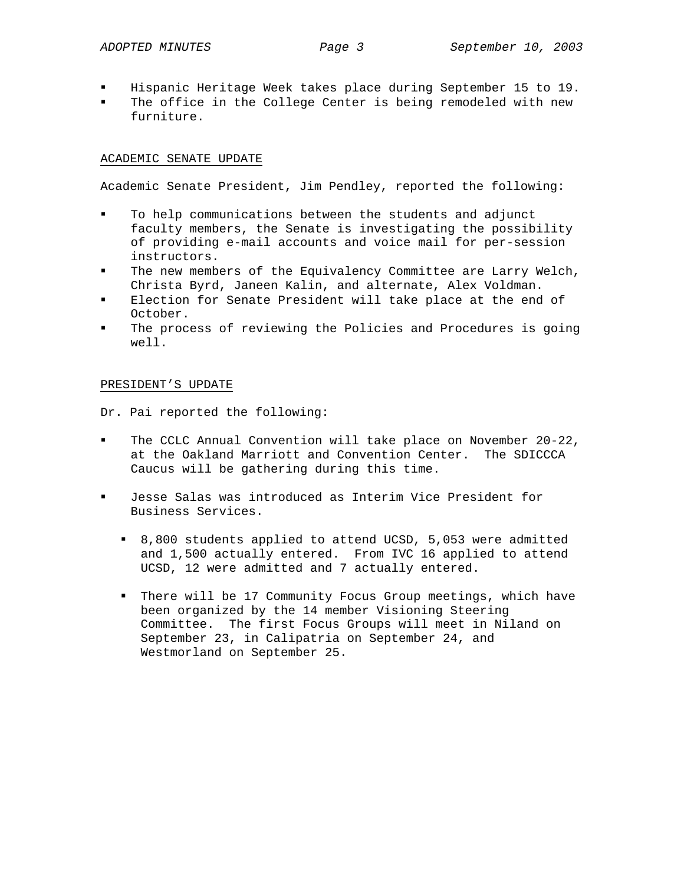- Hispanic Heritage Week takes place during September 15 to 19.
- The office in the College Center is being remodeled with new furniture.

## ACADEMIC SENATE UPDATE

Academic Senate President, Jim Pendley, reported the following:

- To help communications between the students and adjunct faculty members, the Senate is investigating the possibility of providing e-mail accounts and voice mail for per-session instructors.
- The new members of the Equivalency Committee are Larry Welch, Christa Byrd, Janeen Kalin, and alternate, Alex Voldman.
- Election for Senate President will take place at the end of October.
- The process of reviewing the Policies and Procedures is going well.

## PRESIDENT'S UPDATE

Dr. Pai reported the following:

- The CCLC Annual Convention will take place on November 20-22, at the Oakland Marriott and Convention Center. The SDICCCA Caucus will be gathering during this time.
- Jesse Salas was introduced as Interim Vice President for Business Services.
  - 8,800 students applied to attend UCSD, 5,053 were admitted and 1,500 actually entered. From IVC 16 applied to attend UCSD, 12 were admitted and 7 actually entered.
  - There will be 17 Community Focus Group meetings, which have been organized by the 14 member Visioning Steering Committee. The first Focus Groups will meet in Niland on September 23, in Calipatria on September 24, and Westmorland on September 25.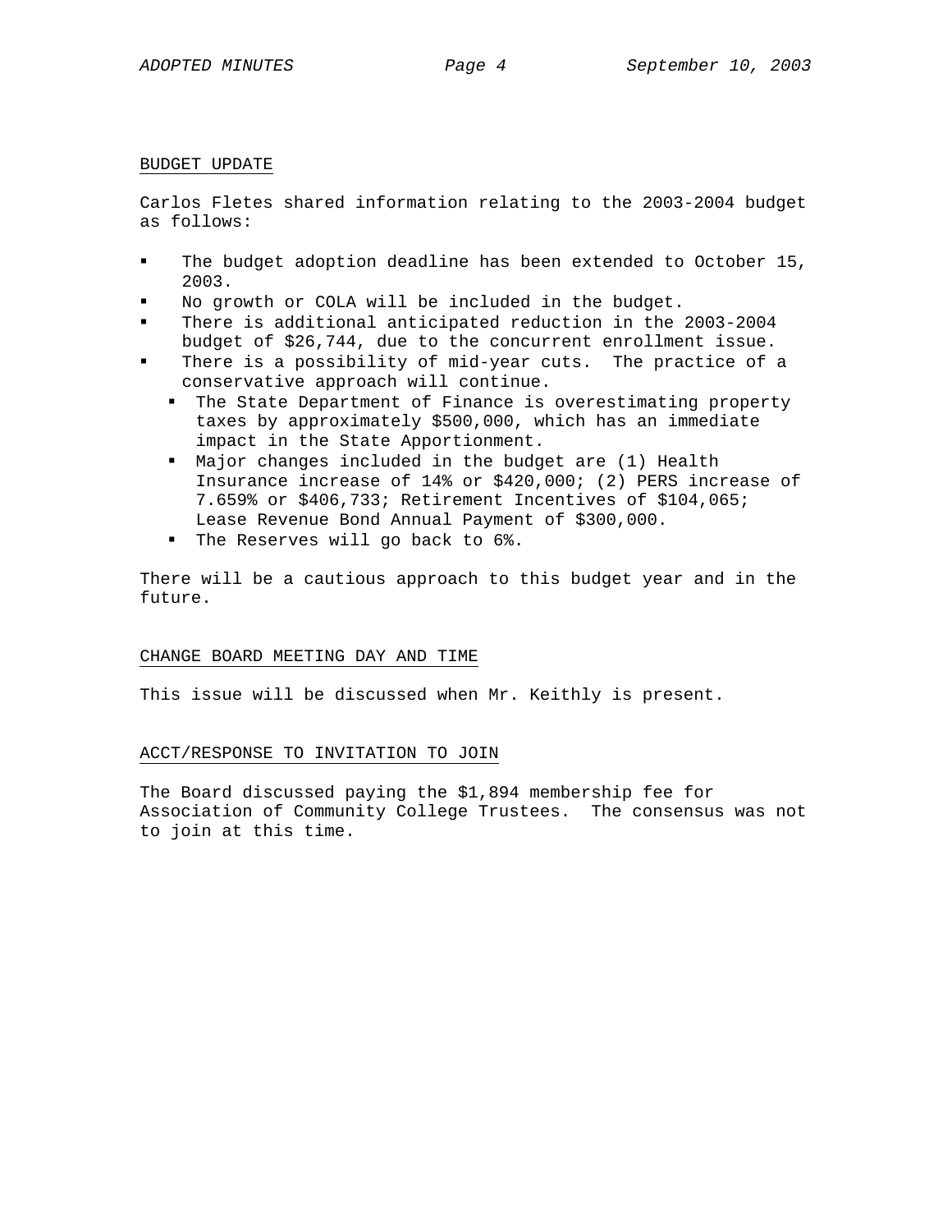## BUDGET UPDATE

Carlos Fletes shared information relating to the 2003-2004 budget as follows:

- The budget adoption deadline has been extended to October 15, 2003.
- No growth or COLA will be included in the budget.
- There is additional anticipated reduction in the 2003-2004 budget of $26,744, due to the concurrent enrollment issue.
- There is a possibility of mid-year cuts. The practice of a conservative approach will continue.
  - The State Department of Finance is overestimating property taxes by approximately $500,000, which has an immediate impact in the State Apportionment.
  - Major changes included in the budget are (1) Health Insurance increase of 14% or $420,000; (2) PERS increase of 7.659% or $406,733; Retirement Incentives of $104,065; Lease Revenue Bond Annual Payment of $300,000.
  - The Reserves will go back to 6%.

There will be a cautious approach to this budget year and in the future.

## CHANGE BOARD MEETING DAY AND TIME

This issue will be discussed when Mr. Keithly is present.

## ACCT/RESPONSE TO INVITATION TO JOIN

The Board discussed paying the $1,894 membership fee for Association of Community College Trustees. The consensus was not to join at this time.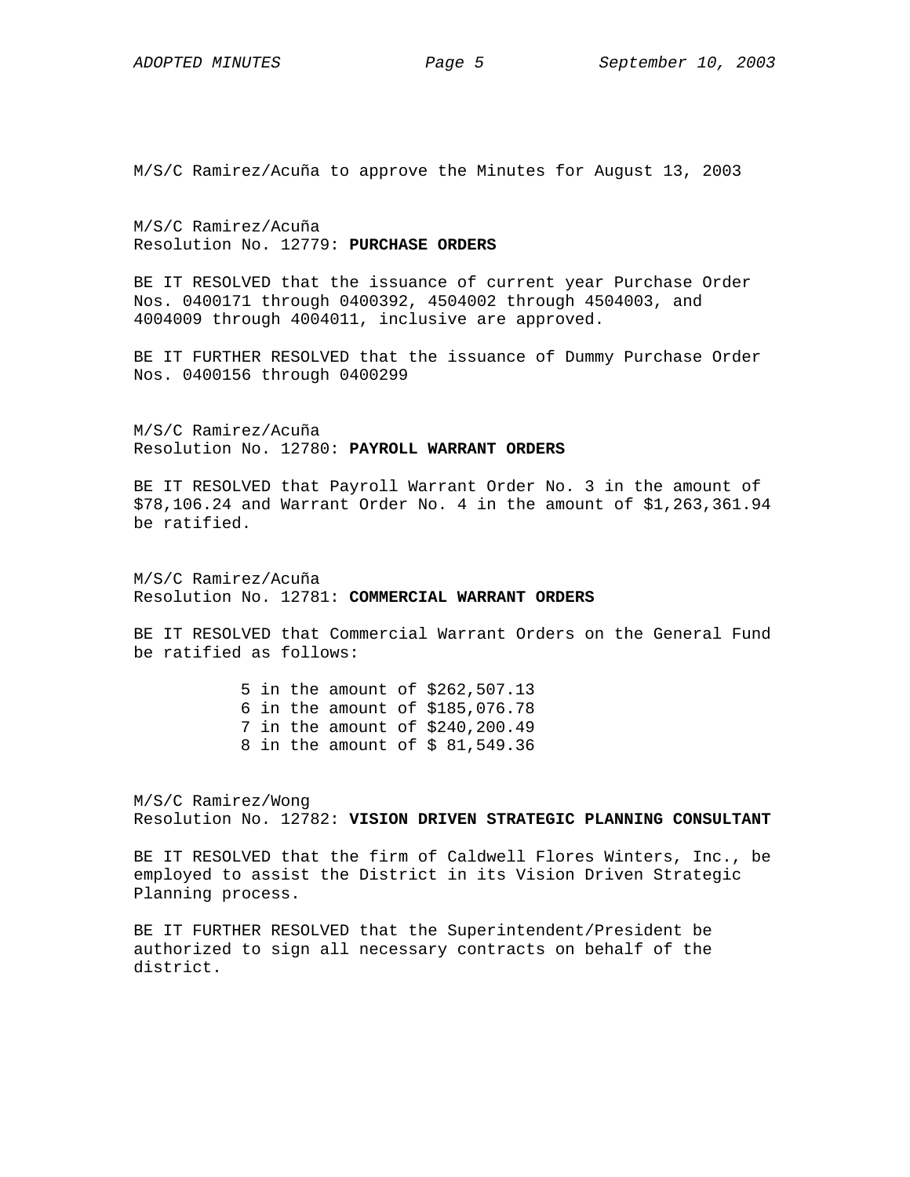M/S/C Ramirez/Acuña to approve the Minutes for August 13, 2003

M/S/C Ramirez/Acuña
Resolution No. 12779: **PURCHASE ORDERS**

BE IT RESOLVED that the issuance of current year Purchase Order Nos. 0400171 through 0400392, 4504002 through 4504003, and 4004009 through 4004011, inclusive are approved.

BE IT FURTHER RESOLVED that the issuance of Dummy Purchase Order Nos. 0400156 through 0400299

M/S/C Ramirez/Acuña
Resolution No. 12780: **PAYROLL WARRANT ORDERS**

BE IT RESOLVED that Payroll Warrant Order No. 3 in the amount of $78,106.24 and Warrant Order No. 4 in the amount of $1,263,361.94 be ratified.

M/S/C Ramirez/Acuña
Resolution No. 12781: **COMMERCIAL WARRANT ORDERS**

BE IT RESOLVED that Commercial Warrant Orders on the General Fund be ratified as follows:

5 in the amount of $262,507.13
6 in the amount of $185,076.78
7 in the amount of $240,200.49
8 in the amount of $ 81,549.36

M/S/C Ramirez/Wong
Resolution No. 12782: **VISION DRIVEN STRATEGIC PLANNING CONSULTANT**

BE IT RESOLVED that the firm of Caldwell Flores Winters, Inc., be employed to assist the District in its Vision Driven Strategic Planning process.

BE IT FURTHER RESOLVED that the Superintendent/President be authorized to sign all necessary contracts on behalf of the district.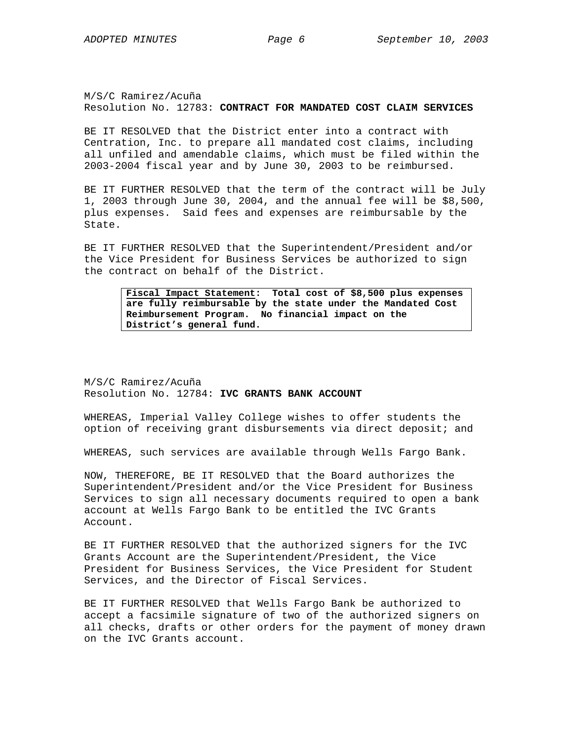M/S/C Ramirez/Acuña
Resolution No. 12783: **CONTRACT FOR MANDATED COST CLAIM SERVICES**

BE IT RESOLVED that the District enter into a contract with Centration, Inc. to prepare all mandated cost claims, including all unfiled and amendable claims, which must be filed within the 2003-2004 fiscal year and by June 30, 2003 to be reimbursed.

BE IT FURTHER RESOLVED that the term of the contract will be July 1, 2003 through June 30, 2004, and the annual fee will be $8,500, plus expenses. Said fees and expenses are reimbursable by the State.

BE IT FURTHER RESOLVED that the Superintendent/President and/or the Vice President for Business Services be authorized to sign the contract on behalf of the District.

> **Fiscal Impact Statement: Total cost of $8,500 plus expenses are fully reimbursable by the state under the Mandated Cost Reimbursement Program. No financial impact on the District's general fund.**

M/S/C Ramirez/Acuña
Resolution No. 12784: **IVC GRANTS BANK ACCOUNT**

WHEREAS, Imperial Valley College wishes to offer students the option of receiving grant disbursements via direct deposit; and

WHEREAS, such services are available through Wells Fargo Bank.

NOW, THEREFORE, BE IT RESOLVED that the Board authorizes the Superintendent/President and/or the Vice President for Business Services to sign all necessary documents required to open a bank account at Wells Fargo Bank to be entitled the IVC Grants Account.

BE IT FURTHER RESOLVED that the authorized signers for the IVC Grants Account are the Superintendent/President, the Vice President for Business Services, the Vice President for Student Services, and the Director of Fiscal Services.

BE IT FURTHER RESOLVED that Wells Fargo Bank be authorized to accept a facsimile signature of two of the authorized signers on all checks, drafts or other orders for the payment of money drawn on the IVC Grants account.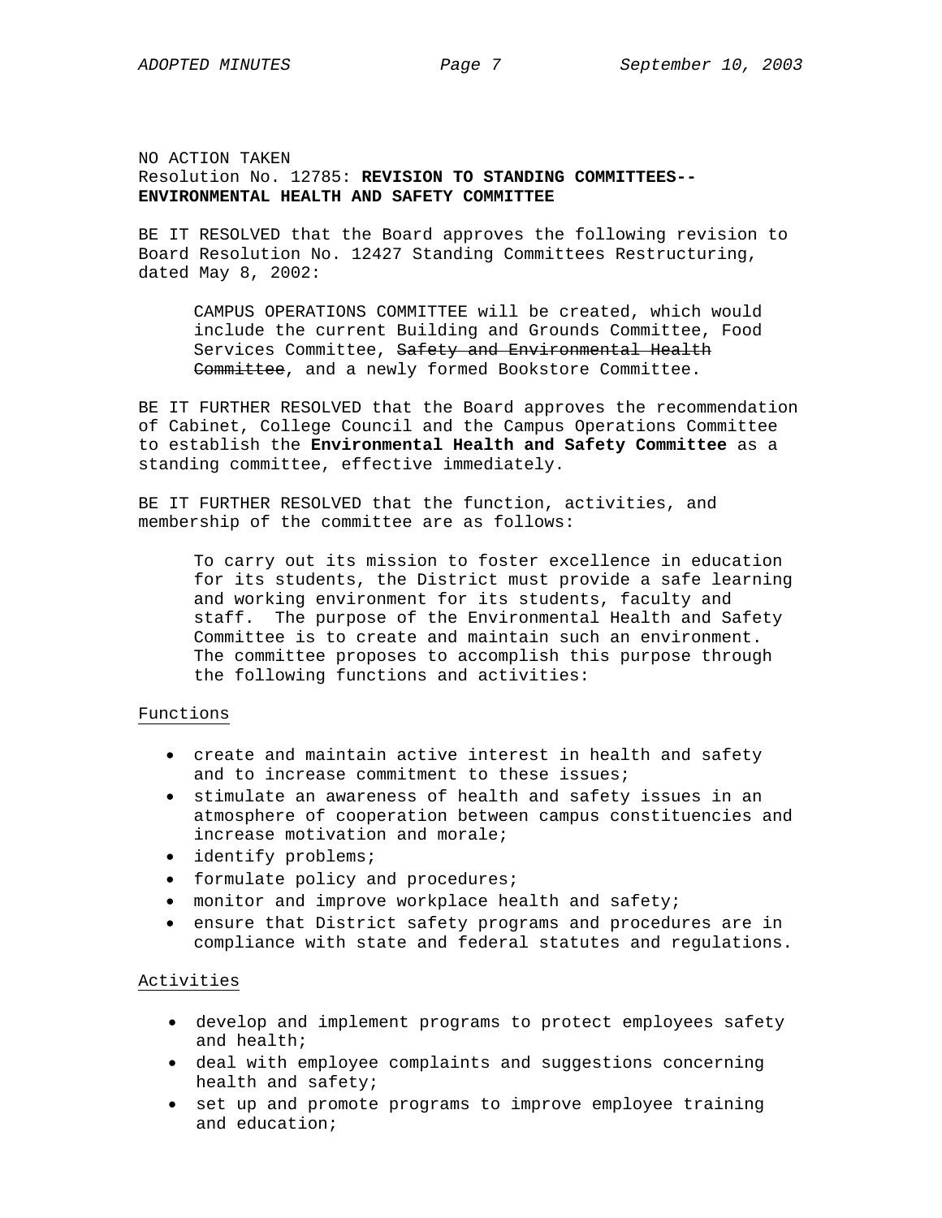NO ACTION TAKEN
Resolution No. 12785: **REVISION TO STANDING COMMITTEES--ENVIRONMENTAL HEALTH AND SAFETY COMMITTEE**

BE IT RESOLVED that the Board approves the following revision to Board Resolution No. 12427 Standing Committees Restructuring, dated May 8, 2002:

> CAMPUS OPERATIONS COMMITTEE will be created, which would include the current Building and Grounds Committee, Food Services Committee, ~~Safety and Environmental Health Committee~~, and a newly formed Bookstore Committee.

BE IT FURTHER RESOLVED that the Board approves the recommendation of Cabinet, College Council and the Campus Operations Committee to establish the **Environmental Health and Safety Committee** as a standing committee, effective immediately.

BE IT FURTHER RESOLVED that the function, activities, and membership of the committee are as follows:

> To carry out its mission to foster excellence in education for its students, the District must provide a safe learning and working environment for its students, faculty and staff. The purpose of the Environmental Health and Safety Committee is to create and maintain such an environment. The committee proposes to accomplish this purpose through the following functions and activities:

Functions

- create and maintain active interest in health and safety and to increase commitment to these issues;
- stimulate an awareness of health and safety issues in an atmosphere of cooperation between campus constituencies and increase motivation and morale;
- identify problems;
- formulate policy and procedures;
- monitor and improve workplace health and safety;
- ensure that District safety programs and procedures are in compliance with state and federal statutes and regulations.

Activities

- develop and implement programs to protect employees safety and health;
- deal with employee complaints and suggestions concerning health and safety;
- set up and promote programs to improve employee training and education;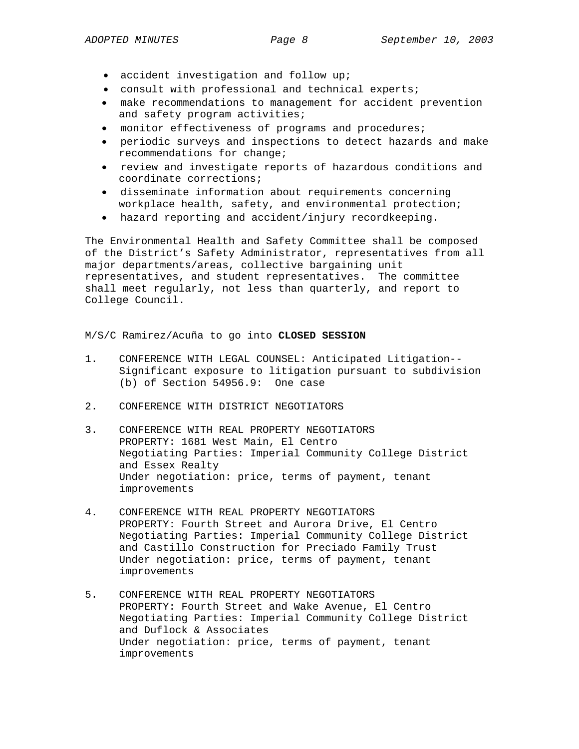- accident investigation and follow up;
- consult with professional and technical experts;
- make recommendations to management for accident prevention and safety program activities;
- monitor effectiveness of programs and procedures;
- periodic surveys and inspections to detect hazards and make recommendations for change;
- review and investigate reports of hazardous conditions and coordinate corrections;
- disseminate information about requirements concerning workplace health, safety, and environmental protection;
- hazard reporting and accident/injury recordkeeping.

The Environmental Health and Safety Committee shall be composed of the District's Safety Administrator, representatives from all major departments/areas, collective bargaining unit representatives, and student representatives. The committee shall meet regularly, not less than quarterly, and report to College Council.

M/S/C Ramirez/Acuña to go into **CLOSED SESSION**

1. CONFERENCE WITH LEGAL COUNSEL: Anticipated Litigation--Significant exposure to litigation pursuant to subdivision (b) of Section 54956.9: One case

2. CONFERENCE WITH DISTRICT NEGOTIATORS

3. CONFERENCE WITH REAL PROPERTY NEGOTIATORS
   PROPERTY: 1681 West Main, El Centro
   Negotiating Parties: Imperial Community College District and Essex Realty
   Under negotiation: price, terms of payment, tenant improvements

4. CONFERENCE WITH REAL PROPERTY NEGOTIATORS
   PROPERTY: Fourth Street and Aurora Drive, El Centro
   Negotiating Parties: Imperial Community College District and Castillo Construction for Preciado Family Trust
   Under negotiation: price, terms of payment, tenant improvements

5. CONFERENCE WITH REAL PROPERTY NEGOTIATORS
   PROPERTY: Fourth Street and Wake Avenue, El Centro
   Negotiating Parties: Imperial Community College District and Duflock & Associates
   Under negotiation: price, terms of payment, tenant improvements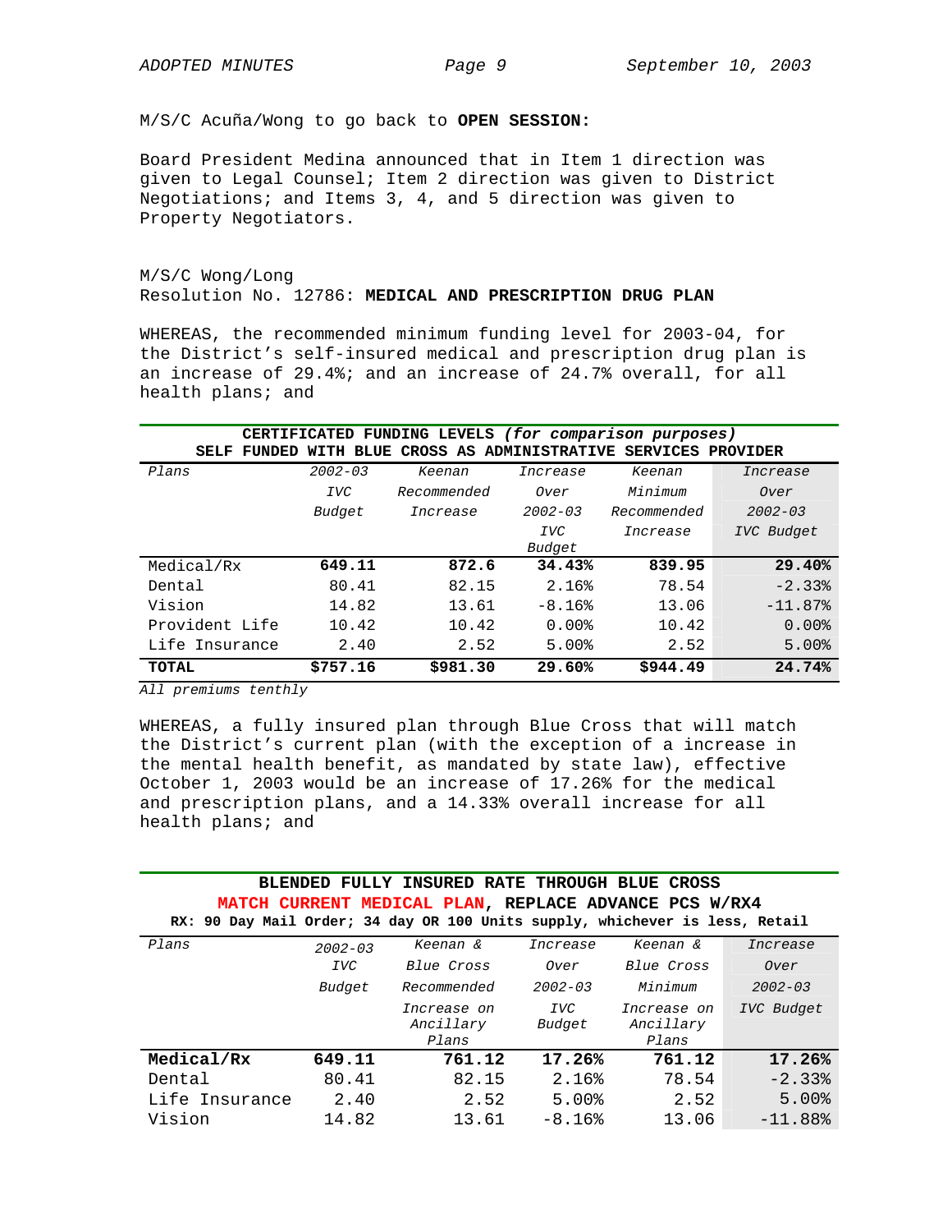M/S/C Acuña/Wong to go back to **OPEN SESSION:**

Board President Medina announced that in Item 1 direction was given to Legal Counsel; Item 2 direction was given to District Negotiations; and Items 3, 4, and 5 direction was given to Property Negotiators.

M/S/C Wong/Long
Resolution No. 12786: **MEDICAL AND PRESCRIPTION DRUG PLAN**

WHEREAS, the recommended minimum funding level for 2003-04, for the District's self-insured medical and prescription drug plan is an increase of 29.4%; and an increase of 24.7% overall, for all health plans; and

**CERTIFICATED FUNDING LEVELS *(for comparison purposes)***
**SELF FUNDED WITH BLUE CROSS AS ADMINISTRATIVE SERVICES PROVIDER**

| *Plans* | *2002-03 IVC Budget* | *Keenan Recommended Increase* | *Increase Over 2002-03 IVC Budget* | *Keenan Minimum Recommended Increase* | *Increase Over 2002-03 IVC Budget* |
|---|---|---|---|---|---|
| Medical/Rx | **649.11** | **872.6** | **34.43%** | **839.95** | **29.40%** |
| Dental | 80.41 | 82.15 | 2.16% | 78.54 | -2.33% |
| Vision | 14.82 | 13.61 | -8.16% | 13.06 | -11.87% |
| Provident Life | 10.42 | 10.42 | 0.00% | 10.42 | 0.00% |
| Life Insurance | 2.40 | 2.52 | 5.00% | 2.52 | 5.00% |
| **TOTAL** | **$757.16** | **$981.30** | **29.60%** | **$944.49** | **24.74%** |

*All premiums tenthly*

WHEREAS, a fully insured plan through Blue Cross that will match the District's current plan (with the exception of a increase in the mental health benefit, as mandated by state law), effective October 1, 2003 would be an increase of 17.26% for the medical and prescription plans, and a 14.33% overall increase for all health plans; and

**BLENDED FULLY INSURED RATE THROUGH BLUE CROSS**
**MATCH CURRENT MEDICAL PLAN, REPLACE ADVANCE PCS W/RX4**
**RX: 90 Day Mail Order; 34 day OR 100 Units supply, whichever is less, Retail**

| *Plans* | *2002-03 IVC Budget* | *Keenan & Blue Cross Recommended Increase on Ancillary Plans* | *Increase Over 2002-03 IVC Budget* | *Keenan & Blue Cross Minimum Increase on Ancillary Plans* | *Increase Over 2002-03 IVC Budget* |
|---|---|---|---|---|---|
| **Medical/Rx** | **649.11** | **761.12** | **17.26%** | **761.12** | **17.26%** |
| Dental | 80.41 | 82.15 | 2.16% | 78.54 | -2.33% |
| Life Insurance | 2.40 | 2.52 | 5.00% | 2.52 | 5.00% |
| Vision | 14.82 | 13.61 | -8.16% | 13.06 | -11.88% |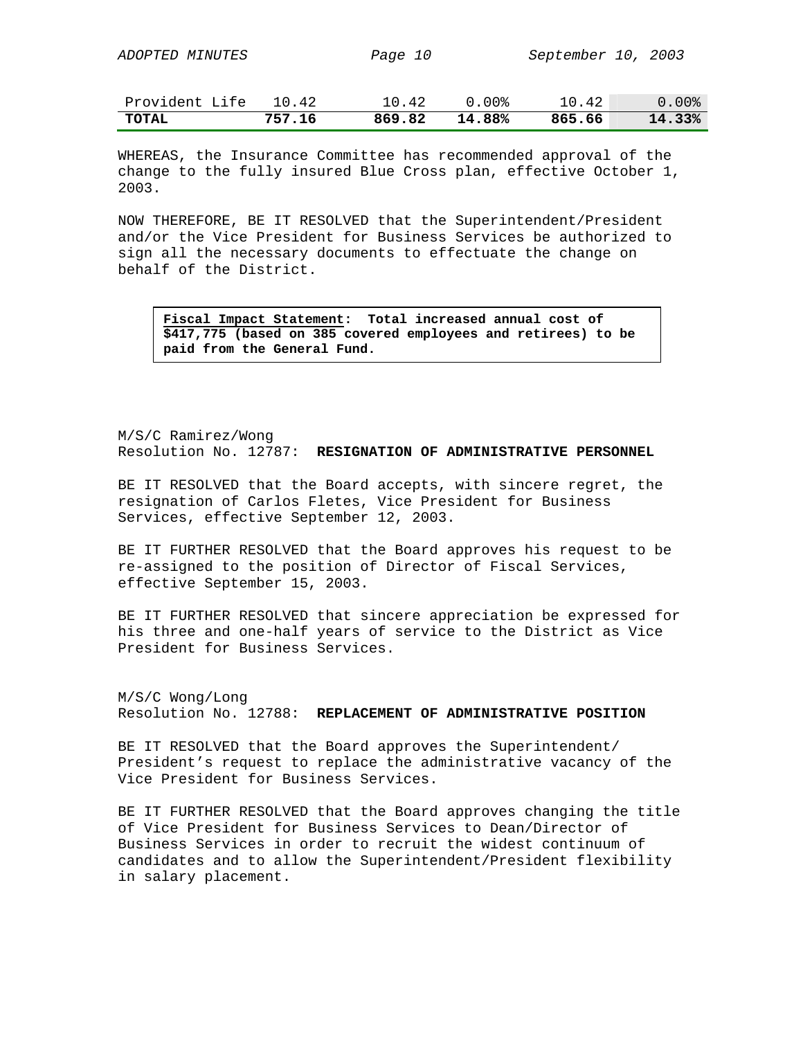| | | | | | |
|---|---|---|---|---|---|
| Provident Life | 10.42 | 10.42 | 0.00% | 10.42 | 0.00% |
| **TOTAL** | **757.16** | **869.82** | **14.88%** | **865.66** | **14.33%** |

WHEREAS, the Insurance Committee has recommended approval of the change to the fully insured Blue Cross plan, effective October 1, 2003.

NOW THEREFORE, BE IT RESOLVED that the Superintendent/President and/or the Vice President for Business Services be authorized to sign all the necessary documents to effectuate the change on behalf of the District.

> **Fiscal Impact Statement: Total increased annual cost of $417,775 (based on 385 covered employees and retirees) to be paid from the General Fund.**

M/S/C Ramirez/Wong
Resolution No. 12787: **RESIGNATION OF ADMINISTRATIVE PERSONNEL**

BE IT RESOLVED that the Board accepts, with sincere regret, the resignation of Carlos Fletes, Vice President for Business Services, effective September 12, 2003.

BE IT FURTHER RESOLVED that the Board approves his request to be re-assigned to the position of Director of Fiscal Services, effective September 15, 2003.

BE IT FURTHER RESOLVED that sincere appreciation be expressed for his three and one-half years of service to the District as Vice President for Business Services.

M/S/C Wong/Long
Resolution No. 12788: **REPLACEMENT OF ADMINISTRATIVE POSITION**

BE IT RESOLVED that the Board approves the Superintendent/President's request to replace the administrative vacancy of the Vice President for Business Services.

BE IT FURTHER RESOLVED that the Board approves changing the title of Vice President for Business Services to Dean/Director of Business Services in order to recruit the widest continuum of candidates and to allow the Superintendent/President flexibility in salary placement.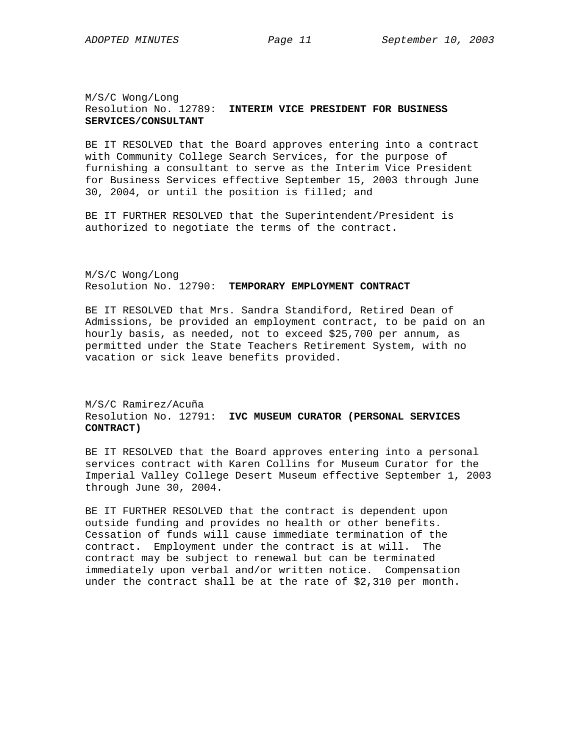M/S/C Wong/Long
Resolution No. 12789: **INTERIM VICE PRESIDENT FOR BUSINESS SERVICES/CONSULTANT**

BE IT RESOLVED that the Board approves entering into a contract with Community College Search Services, for the purpose of furnishing a consultant to serve as the Interim Vice President for Business Services effective September 15, 2003 through June 30, 2004, or until the position is filled; and

BE IT FURTHER RESOLVED that the Superintendent/President is authorized to negotiate the terms of the contract.

M/S/C Wong/Long
Resolution No. 12790: **TEMPORARY EMPLOYMENT CONTRACT**

BE IT RESOLVED that Mrs. Sandra Standiford, Retired Dean of Admissions, be provided an employment contract, to be paid on an hourly basis, as needed, not to exceed $25,700 per annum, as permitted under the State Teachers Retirement System, with no vacation or sick leave benefits provided.

M/S/C Ramirez/Acuña
Resolution No. 12791: **IVC MUSEUM CURATOR (PERSONAL SERVICES CONTRACT)**

BE IT RESOLVED that the Board approves entering into a personal services contract with Karen Collins for Museum Curator for the Imperial Valley College Desert Museum effective September 1, 2003 through June 30, 2004.

BE IT FURTHER RESOLVED that the contract is dependent upon outside funding and provides no health or other benefits. Cessation of funds will cause immediate termination of the contract. Employment under the contract is at will. The contract may be subject to renewal but can be terminated immediately upon verbal and/or written notice. Compensation under the contract shall be at the rate of $2,310 per month.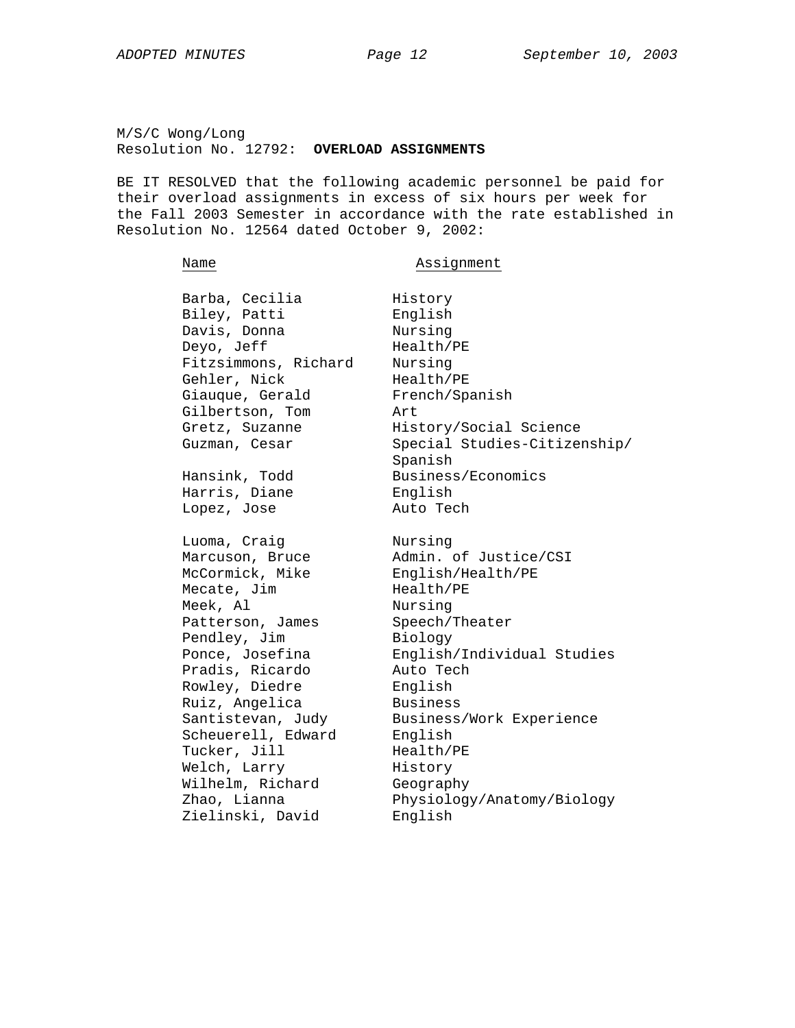M/S/C Wong/Long
Resolution No. 12792: **OVERLOAD ASSIGNMENTS**

BE IT RESOLVED that the following academic personnel be paid for their overload assignments in excess of six hours per week for the Fall 2003 Semester in accordance with the rate established in Resolution No. 12564 dated October 9, 2002:

| Name | Assignment |
|---|---|
| Barba, Cecilia | History |
| Biley, Patti | English |
| Davis, Donna | Nursing |
| Deyo, Jeff | Health/PE |
| Fitzsimmons, Richard | Nursing |
| Gehler, Nick | Health/PE |
| Giauque, Gerald | French/Spanish |
| Gilbertson, Tom | Art |
| Gretz, Suzanne | History/Social Science |
| Guzman, Cesar | Special Studies-Citizenship/ Spanish |
| Hansink, Todd | Business/Economics |
| Harris, Diane | English |
| Lopez, Jose | Auto Tech |
| Luoma, Craig | Nursing |
| Marcuson, Bruce | Admin. of Justice/CSI |
| McCormick, Mike | English/Health/PE |
| Mecate, Jim | Health/PE |
| Meek, Al | Nursing |
| Patterson, James | Speech/Theater |
| Pendley, Jim | Biology |
| Ponce, Josefina | English/Individual Studies |
| Pradis, Ricardo | Auto Tech |
| Rowley, Diedre | English |
| Ruiz, Angelica | Business |
| Santistevan, Judy | Business/Work Experience |
| Scheuerell, Edward | English |
| Tucker, Jill | Health/PE |
| Welch, Larry | History |
| Wilhelm, Richard | Geography |
| Zhao, Lianna | Physiology/Anatomy/Biology |
| Zielinski, David | English |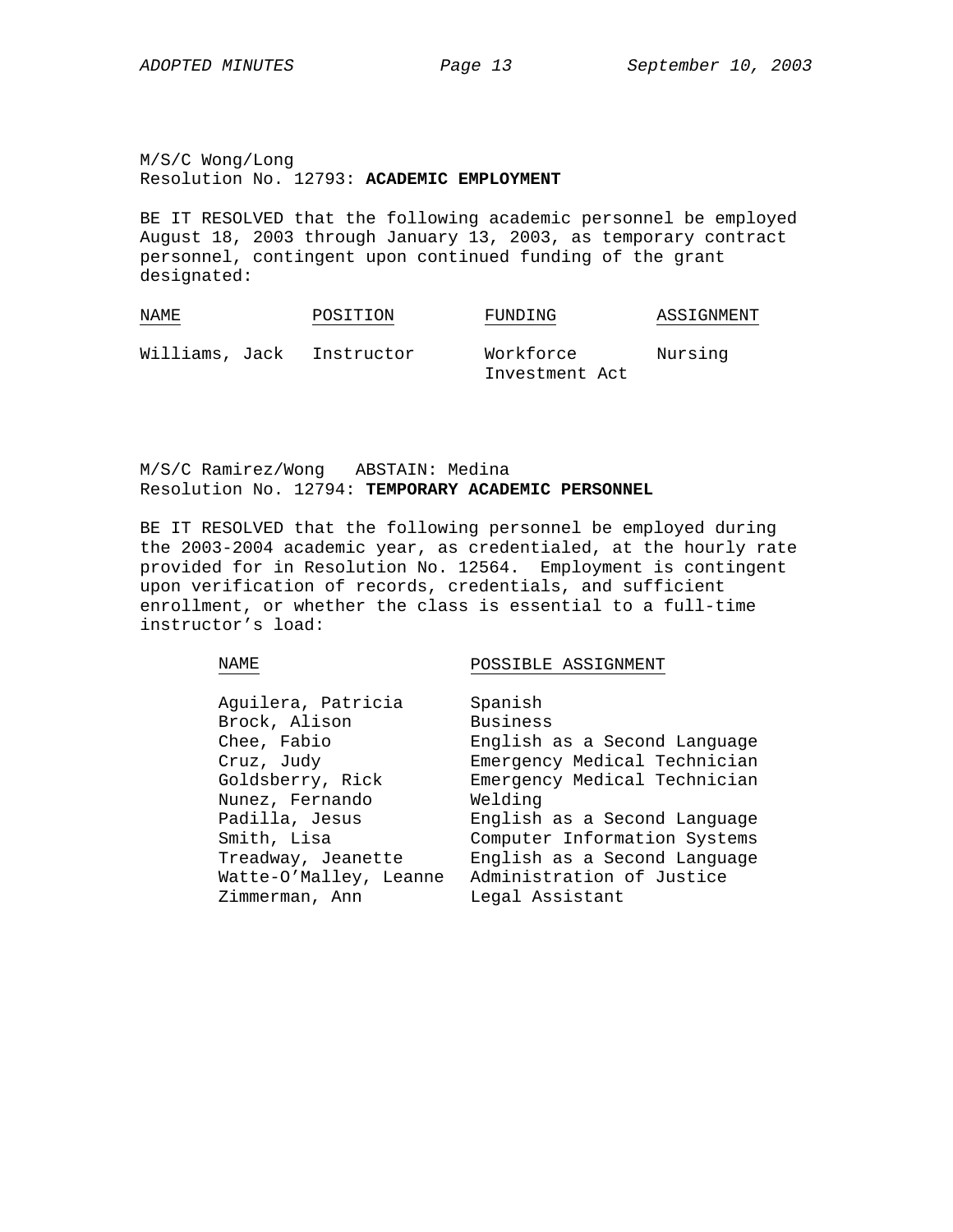M/S/C Wong/Long
Resolution No. 12793: **ACADEMIC EMPLOYMENT**

BE IT RESOLVED that the following academic personnel be employed August 18, 2003 through January 13, 2003, as temporary contract personnel, contingent upon continued funding of the grant designated:

| NAME | POSITION | FUNDING | ASSIGNMENT |
|---|---|---|---|
| Williams, Jack | Instructor | Workforce Investment Act | Nursing |

M/S/C Ramirez/Wong ABSTAIN: Medina
Resolution No. 12794: **TEMPORARY ACADEMIC PERSONNEL**

BE IT RESOLVED that the following personnel be employed during the 2003-2004 academic year, as credentialed, at the hourly rate provided for in Resolution No. 12564. Employment is contingent upon verification of records, credentials, and sufficient enrollment, or whether the class is essential to a full-time instructor's load:

| NAME | POSSIBLE ASSIGNMENT |
|---|---|
| Aguilera, Patricia | Spanish |
| Brock, Alison | Business |
| Chee, Fabio | English as a Second Language |
| Cruz, Judy | Emergency Medical Technician |
| Goldsberry, Rick | Emergency Medical Technician |
| Nunez, Fernando | Welding |
| Padilla, Jesus | English as a Second Language |
| Smith, Lisa | Computer Information Systems |
| Treadway, Jeanette | English as a Second Language |
| Watte-O'Malley, Leanne | Administration of Justice |
| Zimmerman, Ann | Legal Assistant |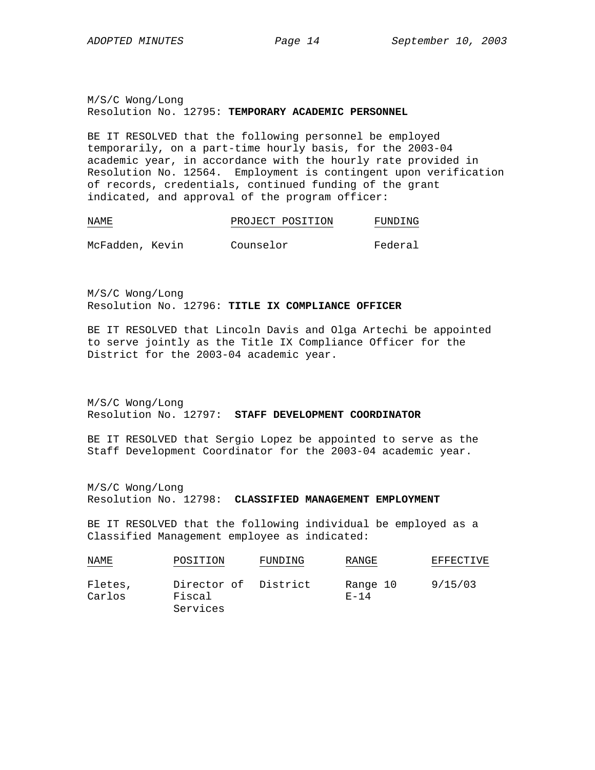M/S/C Wong/Long
Resolution No. 12795: **TEMPORARY ACADEMIC PERSONNEL**

BE IT RESOLVED that the following personnel be employed temporarily, on a part-time hourly basis, for the 2003-04 academic year, in accordance with the hourly rate provided in Resolution No. 12564. Employment is contingent upon verification of records, credentials, continued funding of the grant indicated, and approval of the program officer:

| NAME | PROJECT POSITION | FUNDING |
|---|---|---|
| McFadden, Kevin | Counselor | Federal |

M/S/C Wong/Long
Resolution No. 12796: **TITLE IX COMPLIANCE OFFICER**

BE IT RESOLVED that Lincoln Davis and Olga Artechi be appointed to serve jointly as the Title IX Compliance Officer for the District for the 2003-04 academic year.

M/S/C Wong/Long
Resolution No. 12797: **STAFF DEVELOPMENT COORDINATOR**

BE IT RESOLVED that Sergio Lopez be appointed to serve as the Staff Development Coordinator for the 2003-04 academic year.

M/S/C Wong/Long
Resolution No. 12798: **CLASSIFIED MANAGEMENT EMPLOYMENT**

BE IT RESOLVED that the following individual be employed as a Classified Management employee as indicated:

| NAME | POSITION | FUNDING | RANGE | EFFECTIVE |
|---|---|---|---|---|
| Fletes, Carlos | Director of Fiscal Services | District | Range 10 E-14 | 9/15/03 |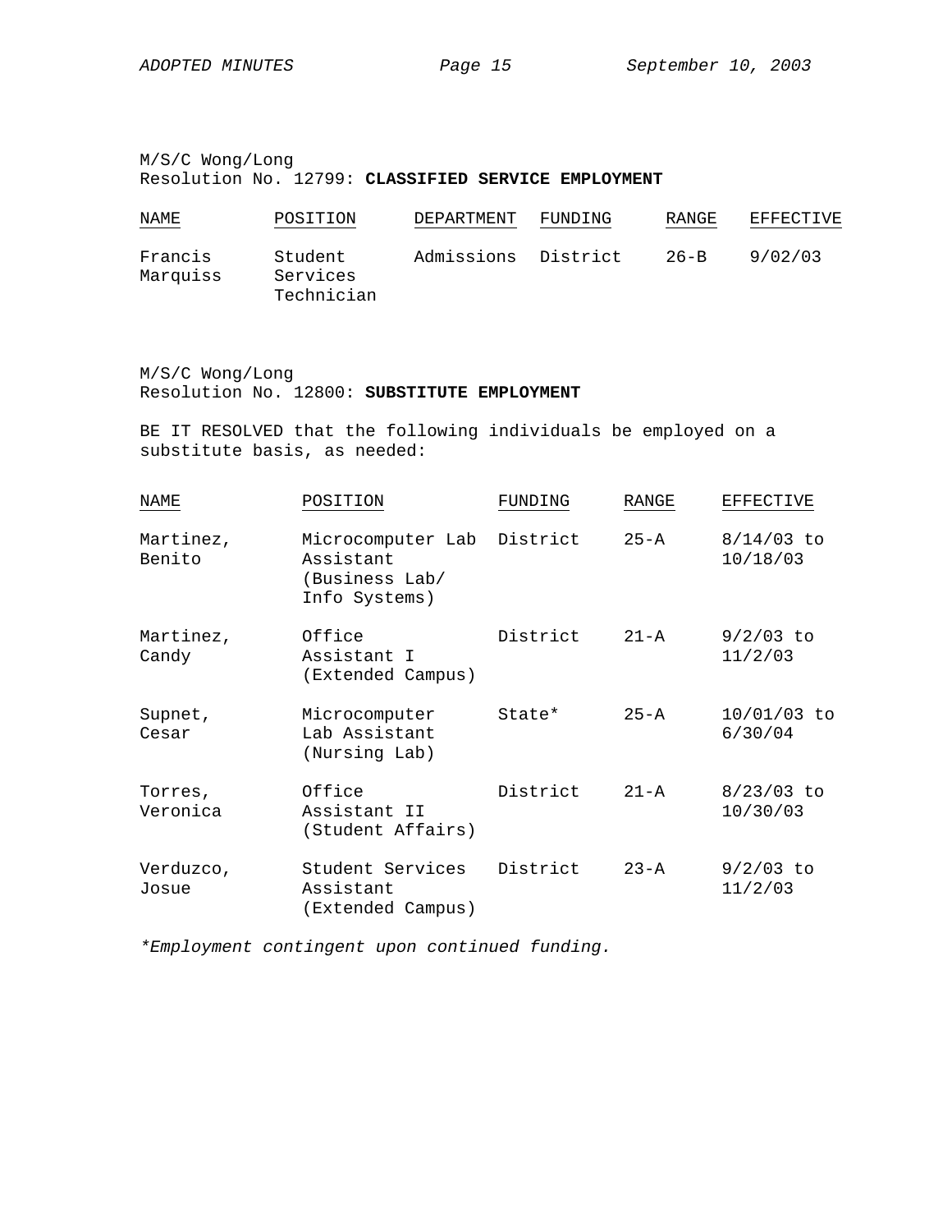M/S/C Wong/Long
Resolution No. 12799: **CLASSIFIED SERVICE EMPLOYMENT**

| NAME | POSITION | DEPARTMENT | FUNDING | RANGE | EFFECTIVE |
|---|---|---|---|---|---|
| Francis Marquiss | Student Services Technician | Admissions | District | 26-B | 9/02/03 |

M/S/C Wong/Long
Resolution No. 12800: **SUBSTITUTE EMPLOYMENT**

BE IT RESOLVED that the following individuals be employed on a substitute basis, as needed:

| NAME | POSITION | FUNDING | RANGE | EFFECTIVE |
|---|---|---|---|---|
| Martinez, Benito | Microcomputer Lab Assistant (Business Lab/ Info Systems) | District | 25-A | 8/14/03 to 10/18/03 |
| Martinez, Candy | Office Assistant I (Extended Campus) | District | 21-A | 9/2/03 to 11/2/03 |
| Supnet, Cesar | Microcomputer Lab Assistant (Nursing Lab) | State* | 25-A | 10/01/03 to 6/30/04 |
| Torres, Veronica | Office Assistant II (Student Affairs) | District | 21-A | 8/23/03 to 10/30/03 |
| Verduzco, Josue | Student Services Assistant (Extended Campus) | District | 23-A | 9/2/03 to 11/2/03 |

*\*Employment contingent upon continued funding.*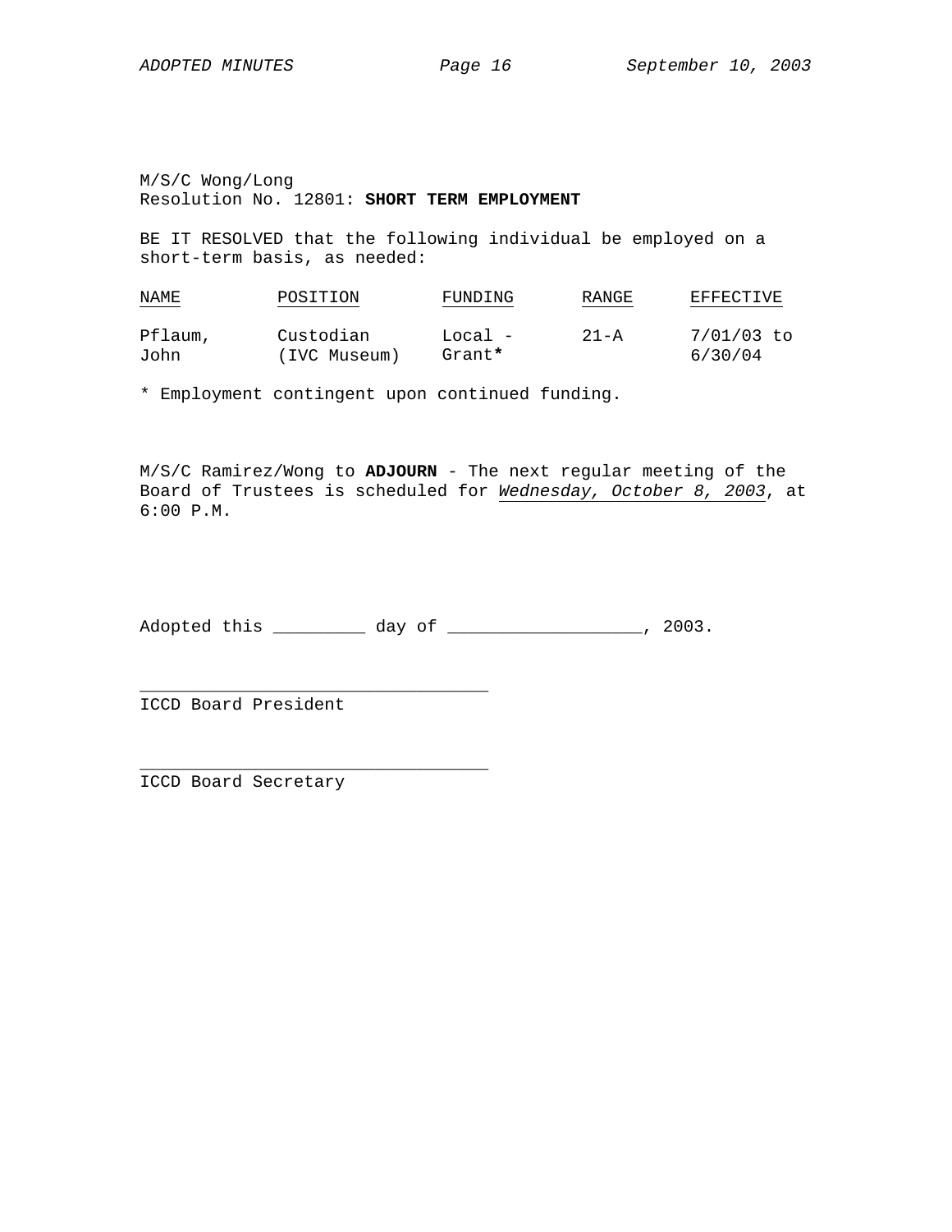M/S/C Wong/Long
Resolution No. 12801: **SHORT TERM EMPLOYMENT**

BE IT RESOLVED that the following individual be employed on a short-term basis, as needed:

| NAME | POSITION | FUNDING | RANGE | EFFECTIVE |
|---|---|---|---|---|
| Pflaum, John | Custodian (IVC Museum) | Local - Grant* | 21-A | 7/01/03 to 6/30/04 |

* Employment contingent upon continued funding.

M/S/C Ramirez/Wong to **ADJOURN** - The next regular meeting of the Board of Trustees is scheduled for *Wednesday, October 8, 2003*, at 6:00 P.M.

Adopted this _________ day of ___________________, 2003.

___________________________________
ICCD Board President

___________________________________
ICCD Board Secretary